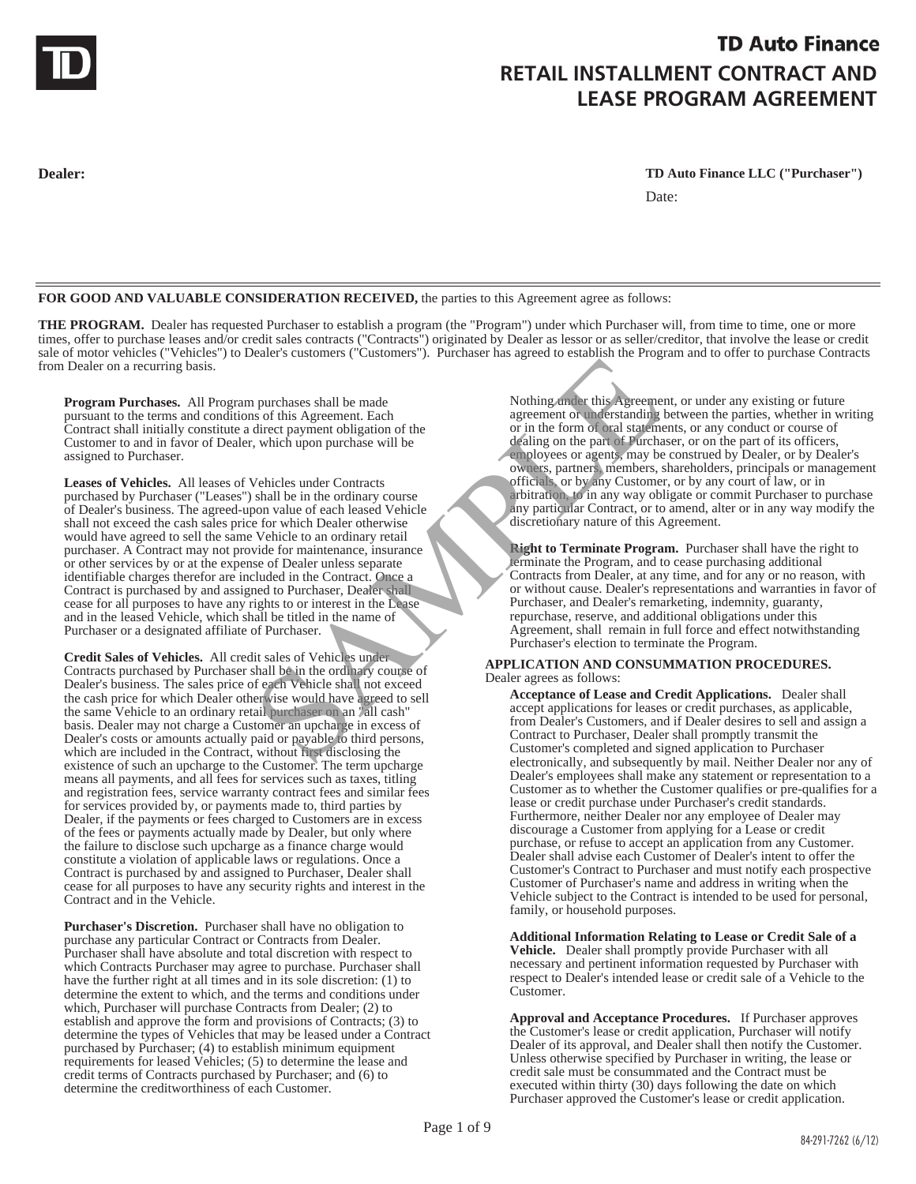# TD Auto Finance

## RETAIL INSTALLMENT CONTRACT AND LEASE PROGRAM AGREEMENT

**Dealer:**

**TD Auto Finance LLC ("Purchaser")**

Date:

---

**FOR GOOD AND VALUABLE CONSIDERATION RECEIVED,** the parties to this Agreement agree as follows:

**THE PROGRAM.** Dealer has requested Purchaser to establish a program (the "Program") under which Purchaser will, from time to time, one or more times, offer to purchase leases and/or credit sales contracts ("Contracts") originated by Dealer as lessor or as seller/creditor, that involve the lease or credit sale of motor vehicles ("Vehicles") to Dealer's customers ("Customers"). Purchaser has agreed to establish the Program and to offer to purchase Contracts from Dealer on a recurring basis.

**Program Purchases.** All Program purchases shall be made pursuant to the terms and conditions of this Agreement. Each Contract shall initially constitute a direct payment obligation of the Customer to and in favor of Dealer, which upon purchase will be assigned to Purchaser.

**Leases of Vehicles.** All leases of Vehicles under Contracts purchased by Purchaser ("Leases") shall be in the ordinary course of Dealer's business. The agreed-upon value of each leased Vehicle shall not exceed the cash sales price for which Dealer otherwise would have agreed to sell the same Vehicle to an ordinary retail purchaser. A Contract may not provide for maintenance, insurance or other services by or at the expense of Dealer unless separate identifiable charges therefor are included in the Contract. Once a Contract is purchased by and assigned to Purchaser, Dealer shall cease for all purposes to have any rights to or interest in the Lease and in the leased Vehicle, which shall be titled in the name of Purchaser or a designated affiliate of Purchaser.

**Credit Sales of Vehicles.** All credit sales of Vehicles under Contracts purchased by Purchaser shall be in the ordinary course of Dealer's business. The sales price of each Vehicle shall not exceed the cash price for which Dealer otherwise would have agreed to sell the same Vehicle to an ordinary retail purchaser on an "all cash" basis. Dealer may not charge a Customer an upcharge in excess of Dealer's costs or amounts actually paid or payable to third persons, which are included in the Contract, without first disclosing the existence of such an upcharge to the Customer. The term upcharge means all payments, and all fees for services such as taxes, titling and registration fees, service warranty contract fees and similar fees for services provided by, or payments made to, third parties by Dealer, if the payments or fees charged to Customers are in excess of the fees or payments actually made by Dealer, but only where the failure to disclose such upcharge as a finance charge would constitute a violation of applicable laws or regulations. Once a Contract is purchased by and assigned to Purchaser, Dealer shall cease for all purposes to have any security rights and interest in the Contract and in the Vehicle.

**Purchaser's Discretion.** Purchaser shall have no obligation to purchase any particular Contract or Contracts from Dealer. Purchaser shall have absolute and total discretion with respect to which Contracts Purchaser may agree to purchase. Purchaser shall have the further right at all times and in its sole discretion: (1) to determine the extent to which, and the terms and conditions under which, Purchaser will purchase Contracts from Dealer; (2) to establish and approve the form and provisions of Contracts; (3) to determine the types of Vehicles that may be leased under a Contract purchased by Purchaser; (4) to establish minimum equipment requirements for leased Vehicles; (5) to determine the lease and credit terms of Contracts purchased by Purchaser; and (6) to determine the creditworthiness of each Customer.

Nothing under this Agreement, or under any existing or future agreement or understanding between the parties, whether in writing or in the form of oral statements, or any conduct or course of dealing on the part of Purchaser, or on the part of its officers, employees or agents, may be construed by Dealer, or by Dealer's owners, partners, members, shareholders, principals or management officials, or by any Customer, or by any court of law, or in arbitration, to in any way obligate or commit Purchaser to purchase any particular Contract, or to amend, alter or in any way modify the discretionary nature of this Agreement.

**Right to Terminate Program.** Purchaser shall have the right to terminate the Program, and to cease purchasing additional Contracts from Dealer, at any time, and for any or no reason, with or without cause. Dealer's representations and warranties in favor of Purchaser, and Dealer's remarketing, indemnity, guaranty, repurchase, reserve, and additional obligations under this Agreement, shall remain in full force and effect notwithstanding Purchaser's election to terminate the Program.

**APPLICATION AND CONSUMMATION PROCEDURES.** Dealer agrees as follows:

**Acceptance of Lease and Credit Applications.** Dealer shall accept applications for leases or credit purchases, as applicable, from Dealer's Customers, and if Dealer desires to sell and assign a Contract to Purchaser, Dealer shall promptly transmit the Customer's completed and signed application to Purchaser electronically, and subsequently by mail. Neither Dealer nor any of Dealer's employees shall make any statement or representation to a Customer as to whether the Customer qualifies or pre-qualifies for a lease or credit purchase under Purchaser's credit standards. Furthermore, neither Dealer nor any employee of Dealer may discourage a Customer from applying for a Lease or credit purchase, or refuse to accept an application from any Customer. Dealer shall advise each Customer of Dealer's intent to offer the Customer's Contract to Purchaser and must notify each prospective Customer of Purchaser's name and address in writing when the Vehicle subject to the Contract is intended to be used for personal, family, or household purposes.

**Additional Information Relating to Lease or Credit Sale of a Vehicle.** Dealer shall promptly provide Purchaser with all necessary and pertinent information requested by Purchaser with respect to Dealer's intended lease or credit sale of a Vehicle to the Customer.

**Approval and Acceptance Procedures.** If Purchaser approves the Customer's lease or credit application, Purchaser will notify Dealer of its approval, and Dealer shall then notify the Customer. Unless otherwise specified by Purchaser in writing, the lease or credit sale must be consummated and the Contract must be executed within thirty (30) days following the date on which Purchaser approved the Customer's lease or credit application.

84-291-7262 (6/12)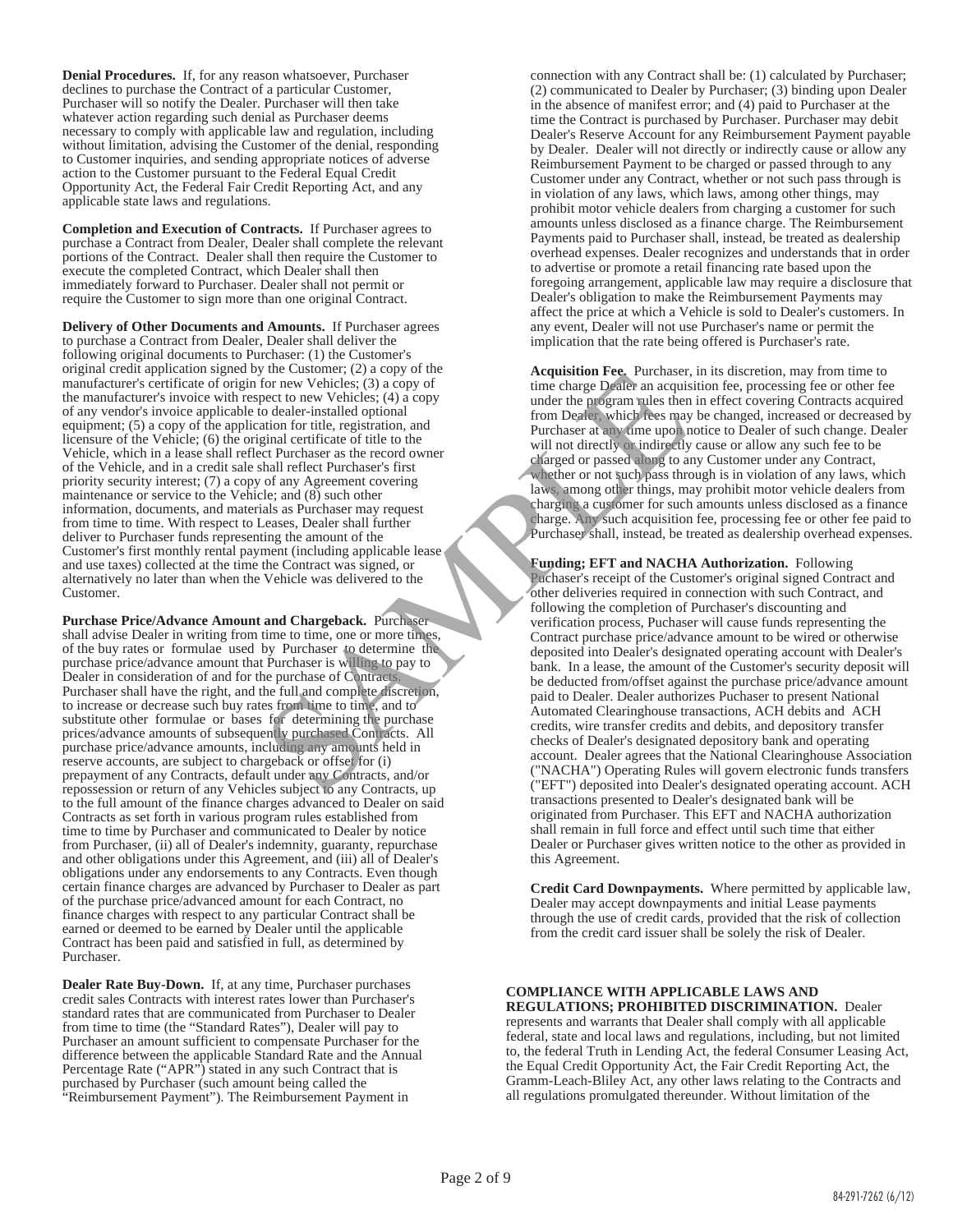**Denial Procedures.** If, for any reason whatsoever, Purchaser declines to purchase the Contract of a particular Customer, Purchaser will so notify the Dealer. Purchaser will then take whatever action regarding such denial as Purchaser deems necessary to comply with applicable law and regulation, including without limitation, advising the Customer of the denial, responding to Customer inquiries, and sending appropriate notices of adverse action to the Customer pursuant to the Federal Equal Credit Opportunity Act, the Federal Fair Credit Reporting Act, and any applicable state laws and regulations.

**Completion and Execution of Contracts.** If Purchaser agrees to purchase a Contract from Dealer, Dealer shall complete the relevant portions of the Contract. Dealer shall then require the Customer to execute the completed Contract, which Dealer shall then immediately forward to Purchaser. Dealer shall not permit or require the Customer to sign more than one original Contract.

**Delivery of Other Documents and Amounts.** If Purchaser agrees to purchase a Contract from Dealer, Dealer shall deliver the following original documents to Purchaser: (1) the Customer's original credit application signed by the Customer; (2) a copy of the manufacturer's certificate of origin for new Vehicles; (3) a copy of the manufacturer's invoice with respect to new Vehicles; (4) a copy of any vendor's invoice applicable to dealer-installed optional equipment; (5) a copy of the application for title, registration, and licensure of the Vehicle; (6) the original certificate of title to the Vehicle, which in a lease shall reflect Purchaser as the record owner of the Vehicle, and in a credit sale shall reflect Purchaser's first priority security interest; (7) a copy of any Agreement covering maintenance or service to the Vehicle; and (8) such other information, documents, and materials as Purchaser may request from time to time. With respect to Leases, Dealer shall further deliver to Purchaser funds representing the amount of the Customer's first monthly rental payment (including applicable lease and use taxes) collected at the time the Contract was signed, or alternatively no later than when the Vehicle was delivered to the Customer.

**Purchase Price/Advance Amount and Chargeback.** Purchaser shall advise Dealer in writing from time to time, one or more times, of the buy rates or formulae used by Purchaser to determine the purchase price/advance amount that Purchaser is willing to pay to Dealer in consideration of and for the purchase of Contracts. Purchaser shall have the right, and the full and complete discretion, to increase or decrease such buy rates from time to time, and to substitute other formulae or bases for determining the purchase prices/advance amounts of subsequently purchased Contracts. All purchase price/advance amounts, including any amounts held in reserve accounts, are subject to chargeback or offset for (i) prepayment of any Contracts, default under any Contracts, and/or repossession or return of any Vehicles subject to any Contracts, up to the full amount of the finance charges advanced to Dealer on said Contracts as set forth in various program rules established from time to time by Purchaser and communicated to Dealer by notice from Purchaser, (ii) all of Dealer's indemnity, guaranty, repurchase and other obligations under this Agreement, and (iii) all of Dealer's obligations under any endorsements to any Contracts. Even though certain finance charges are advanced by Purchaser to Dealer as part of the purchase price/advanced amount for each Contract, no finance charges with respect to any particular Contract shall be earned or deemed to be earned by Dealer until the applicable Contract has been paid and satisfied in full, as determined by Purchaser.

**Dealer Rate Buy-Down.** If, at any time, Purchaser purchases credit sales Contracts with interest rates lower than Purchaser's standard rates that are communicated from Purchaser to Dealer from time to time (the "Standard Rates"), Dealer will pay to Purchaser an amount sufficient to compensate Purchaser for the difference between the applicable Standard Rate and the Annual Percentage Rate ("APR") stated in any such Contract that is purchased by Purchaser (such amount being called the "Reimbursement Payment"). The Reimbursement Payment in connection with any Contract shall be: (1) calculated by Purchaser; (2) communicated to Dealer by Purchaser; (3) binding upon Dealer in the absence of manifest error; and (4) paid to Purchaser at the time the Contract is purchased by Purchaser. Purchaser may debit Dealer's Reserve Account for any Reimbursement Payment payable by Dealer. Dealer will not directly or indirectly cause or allow any Reimbursement Payment to be charged or passed through to any Customer under any Contract, whether or not such pass through is in violation of any laws, which laws, among other things, may prohibit motor vehicle dealers from charging a customer for such amounts unless disclosed as a finance charge. The Reimbursement Payments paid to Purchaser shall, instead, be treated as dealership overhead expenses. Dealer recognizes and understands that in order to advertise or promote a retail financing rate based upon the foregoing arrangement, applicable law may require a disclosure that Dealer's obligation to make the Reimbursement Payments may affect the price at which a Vehicle is sold to Dealer's customers. In any event, Dealer will not use Purchaser's name or permit the implication that the rate being offered is Purchaser's rate.

**Acquisition Fee.** Purchaser, in its discretion, may from time to time charge Dealer an acquisition fee, processing fee or other fee under the program rules then in effect covering Contracts acquired from Dealer, which fees may be changed, increased or decreased by Purchaser at any time upon notice to Dealer of such change. Dealer will not directly or indirectly cause or allow any such fee to be charged or passed along to any Customer under any Contract, whether or not such pass through is in violation of any laws, which laws, among other things, may prohibit motor vehicle dealers from charging a customer for such amounts unless disclosed as a finance charge. Any such acquisition fee, processing fee or other fee paid to Purchaser shall, instead, be treated as dealership overhead expenses.

**Funding; EFT and NACHA Authorization.** Following Puchaser's receipt of the Customer's original signed Contract and other deliveries required in connection with such Contract, and following the completion of Purchaser's discounting and verification process, Puchaser will cause funds representing the Contract purchase price/advance amount to be wired or otherwise deposited into Dealer's designated operating account with Dealer's bank. In a lease, the amount of the Customer's security deposit will be deducted from/offset against the purchase price/advance amount paid to Dealer. Dealer authorizes Puchaser to present National Automated Clearinghouse transactions, ACH debits and ACH credits, wire transfer credits and debits, and depository transfer checks of Dealer's designated depository bank and operating account. Dealer agrees that the National Clearinghouse Association ("NACHA") Operating Rules will govern electronic funds transfers ("EFT") deposited into Dealer's designated operating account. ACH transactions presented to Dealer's designated bank will be originated from Purchaser. This EFT and NACHA authorization shall remain in full force and effect until such time that either Dealer or Purchaser gives written notice to the other as provided in this Agreement.

**Credit Card Downpayments.** Where permitted by applicable law, Dealer may accept downpayments and initial Lease payments through the use of credit cards, provided that the risk of collection from the credit card issuer shall be solely the risk of Dealer.

**COMPLIANCE WITH APPLICABLE LAWS AND REGULATIONS; PROHIBITED DISCRIMINATION.** Dealer represents and warrants that Dealer shall comply with all applicable federal, state and local laws and regulations, including, but not limited to, the federal Truth in Lending Act, the federal Consumer Leasing Act, the Equal Credit Opportunity Act, the Fair Credit Reporting Act, the Gramm-Leach-Bliley Act, any other laws relating to the Contracts and all regulations promulgated thereunder. Without limitation of the

84-291-7262 (6/12)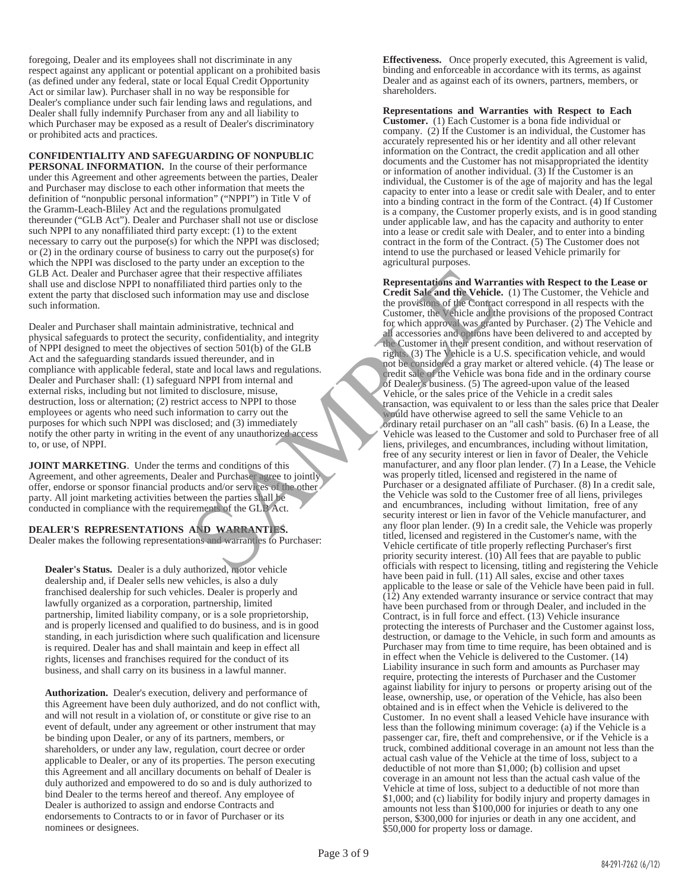foregoing, Dealer and its employees shall not discriminate in any respect against any applicant or potential applicant on a prohibited basis (as defined under any federal, state or local Equal Credit Opportunity Act or similar law). Purchaser shall in no way be responsible for Dealer's compliance under such fair lending laws and regulations, and Dealer shall fully indemnify Purchaser from any and all liability to which Purchaser may be exposed as a result of Dealer's discriminatory or prohibited acts and practices.

**CONFIDENTIALITY AND SAFEGUARDING OF NONPUBLIC PERSONAL INFORMATION.** In the course of their performance under this Agreement and other agreements between the parties, Dealer and Purchaser may disclose to each other information that meets the definition of "nonpublic personal information" ("NPPI") in Title V of the Gramm-Leach-Bliley Act and the regulations promulgated thereunder ("GLB Act"). Dealer and Purchaser shall not use or disclose such NPPI to any nonaffiliated third party except: (1) to the extent necessary to carry out the purpose(s) for which the NPPI was disclosed; or (2) in the ordinary course of business to carry out the purpose(s) for which the NPPI was disclosed to the party under an exception to the GLB Act. Dealer and Purchaser agree that their respective affiliates shall use and disclose NPPI to nonaffiliated third parties only to the extent the party that disclosed such information may use and disclose such information.

Dealer and Purchaser shall maintain administrative, technical and physical safeguards to protect the security, confidentiality, and integrity of NPPI designed to meet the objectives of section 501(b) of the GLB Act and the safeguarding standards issued thereunder, and in compliance with applicable federal, state and local laws and regulations. Dealer and Purchaser shall: (1) safeguard NPPI from internal and external risks, including but not limited to disclosure, misuse, destruction, loss or alternation; (2) restrict access to NPPI to those employees or agents who need such information to carry out the purposes for which such NPPI was disclosed; and (3) immediately notify the other party in writing in the event of any unauthorized access to, or use of, NPPI.

**JOINT MARKETING**. Under the terms and conditions of this Agreement, and other agreements, Dealer and Purchaser agree to jointly offer, endorse or sponsor financial products and/or services of the other party. All joint marketing activities between the parties shall be conducted in compliance with the requirements of the GLB Act.

**DEALER'S REPRESENTATIONS AND WARRANTIES.** Dealer makes the following representations and warranties to Purchaser:

**Dealer's Status.** Dealer is a duly authorized, motor vehicle dealership and, if Dealer sells new vehicles, is also a duly franchised dealership for such vehicles. Dealer is properly and lawfully organized as a corporation, partnership, limited partnership, limited liability company, or is a sole proprietorship, and is properly licensed and qualified to do business, and is in good standing, in each jurisdiction where such qualification and licensure is required. Dealer has and shall maintain and keep in effect all rights, licenses and franchises required for the conduct of its business, and shall carry on its business in a lawful manner.

**Authorization.** Dealer's execution, delivery and performance of this Agreement have been duly authorized, and do not conflict with, and will not result in a violation of, or constitute or give rise to an event of default, under any agreement or other instrument that may be binding upon Dealer, or any of its partners, members, or shareholders, or under any law, regulation, court decree or order applicable to Dealer, or any of its properties. The person executing this Agreement and all ancillary documents on behalf of Dealer is duly authorized and empowered to do so and is duly authorized to bind Dealer to the terms hereof and thereof. Any employee of Dealer is authorized to assign and endorse Contracts and endorsements to Contracts to or in favor of Purchaser or its nominees or designees.

**Effectiveness.** Once properly executed, this Agreement is valid, binding and enforceable in accordance with its terms, as against Dealer and as against each of its owners, partners, members, or shareholders.

**Representations and Warranties with Respect to Each Customer.** (1) Each Customer is a bona fide individual or company. (2) If the Customer is an individual, the Customer has accurately represented his or her identity and all other relevant information on the Contract, the credit application and all other documents and the Customer has not misappropriated the identity or information of another individual. (3) If the Customer is an individual, the Customer is of the age of majority and has the legal capacity to enter into a lease or credit sale with Dealer, and to enter into a binding contract in the form of the Contract. (4) If Customer is a company, the Customer properly exists, and is in good standing under applicable law, and has the capacity and authority to enter into a lease or credit sale with Dealer, and to enter into a binding contract in the form of the Contract. (5) The Customer does not intend to use the purchased or leased Vehicle primarily for agricultural purposes.

**Representations and Warranties with Respect to the Lease or Credit Sale and the Vehicle.** (1) The Customer, the Vehicle and the provisions of the Contract correspond in all respects with the Customer, the Vehicle and the provisions of the proposed Contract for which approval was granted by Purchaser. (2) The Vehicle and all accessories and options have been delivered to and accepted by the Customer in their present condition, and without reservation of rights. (3) The Vehicle is a U.S. specification vehicle, and would not be considered a gray market or altered vehicle. (4) The lease or credit sale of the Vehicle was bona fide and in the ordinary course of Dealer's business. (5) The agreed-upon value of the leased Vehicle, or the sales price of the Vehicle in a credit sales transaction, was equivalent to or less than the sales price that Dealer would have otherwise agreed to sell the same Vehicle to an ordinary retail purchaser on an "all cash" basis. (6) In a Lease, the Vehicle was leased to the Customer and sold to Purchaser free of all liens, privileges, and encumbrances, including without limitation, free of any security interest or lien in favor of Dealer, the Vehicle manufacturer, and any floor plan lender. (7) In a Lease, the Vehicle was properly titled, licensed and registered in the name of Purchaser or a designated affiliate of Purchaser. (8) In a credit sale, the Vehicle was sold to the Customer free of all liens, privileges and encumbrances, including without limitation, free of any security interest or lien in favor of the Vehicle manufacturer, and any floor plan lender. (9) In a credit sale, the Vehicle was properly titled, licensed and registered in the Customer's name, with the Vehicle certificate of title properly reflecting Purchaser's first priority security interest. (10) All fees that are payable to public officials with respect to licensing, titling and registering the Vehicle have been paid in full. (11) All sales, excise and other taxes applicable to the lease or sale of the Vehicle have been paid in full. (12) Any extended warranty insurance or service contract that may have been purchased from or through Dealer, and included in the Contract, is in full force and effect. (13) Vehicle insurance protecting the interests of Purchaser and the Customer against loss, destruction, or damage to the Vehicle, in such form and amounts as Purchaser may from time to time require, has been obtained and is in effect when the Vehicle is delivered to the Customer. (14) Liability insurance in such form and amounts as Purchaser may require, protecting the interests of Purchaser and the Customer against liability for injury to persons or property arising out of the lease, ownership, use, or operation of the Vehicle, has also been obtained and is in effect when the Vehicle is delivered to the Customer. In no event shall a leased Vehicle have insurance with less than the following minimum coverage: (a) if the Vehicle is a passenger car, fire, theft and comprehensive, or if the Vehicle is a truck, combined additional coverage in an amount not less than the actual cash value of the Vehicle at the time of loss, subject to a deductible of not more than $1,000; (b) collision and upset coverage in an amount not less than the actual cash value of the Vehicle at time of loss, subject to a deductible of not more than $1,000; and (c) liability for bodily injury and property damages in amounts not less than $100,000 for injuries or death to any one person, $300,000 for injuries or death in any one accident, and $50,000 for property loss or damage.

84-291-7262 (6/12)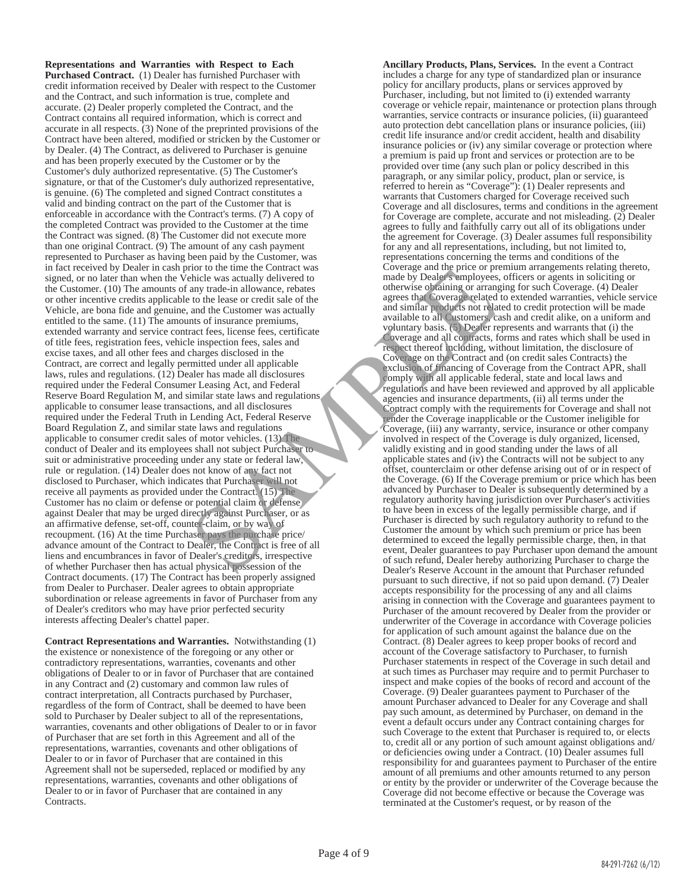**Representations and Warranties with Respect to Each Purchased Contract.** (1) Dealer has furnished Purchaser with credit information received by Dealer with respect to the Customer and the Contract, and such information is true, complete and accurate. (2) Dealer properly completed the Contract, and the Contract contains all required information, which is correct and accurate in all respects. (3) None of the preprinted provisions of the Contract have been altered, modified or stricken by the Customer or by Dealer. (4) The Contract, as delivered to Purchaser is genuine and has been properly executed by the Customer or by the Customer's duly authorized representative. (5) The Customer's signature, or that of the Customer's duly authorized representative, is genuine. (6) The completed and signed Contract constitutes a valid and binding contract on the part of the Customer that is enforceable in accordance with the Contract's terms. (7) A copy of the completed Contract was provided to the Customer at the time the Contract was signed. (8) The Customer did not execute more than one original Contract. (9) The amount of any cash payment represented to Purchaser as having been paid by the Customer, was in fact received by Dealer in cash prior to the time the Contract was signed, or no later than when the Vehicle was actually delivered to the Customer. (10) The amounts of any trade-in allowance, rebates or other incentive credits applicable to the lease or credit sale of the Vehicle, are bona fide and genuine, and the Customer was actually entitled to the same. (11) The amounts of insurance premiums, extended warranty and service contract fees, license fees, certificate of title fees, registration fees, vehicle inspection fees, sales and excise taxes, and all other fees and charges disclosed in the Contract, are correct and legally permitted under all applicable laws, rules and regulations. (12) Dealer has made all disclosures required under the Federal Consumer Leasing Act, and Federal Reserve Board Regulation M, and similar state laws and regulations applicable to consumer lease transactions, and all disclosures required under the Federal Truth in Lending Act, Federal Reserve Board Regulation Z, and similar state laws and regulations applicable to consumer credit sales of motor vehicles. (13) The conduct of Dealer and its employees shall not subject Purchaser to suit or administrative proceeding under any state or federal law, rule or regulation. (14) Dealer does not know of any fact not disclosed to Purchaser, which indicates that Purchaser will not receive all payments as provided under the Contract. (15) The Customer has no claim or defense or potential claim or defense against Dealer that may be urged directly against Purchaser, or as an affirmative defense, set-off, counter-claim, or by way of recoupment. (16) At the time Purchaser pays the purchase price/ advance amount of the Contract to Dealer, the Contract is free of all liens and encumbrances in favor of Dealer's creditors, irrespective of whether Purchaser then has actual physical possession of the Contract documents. (17) The Contract has been properly assigned from Dealer to Purchaser. Dealer agrees to obtain appropriate subordination or release agreements in favor of Purchaser from any of Dealer's creditors who may have prior perfected security interests affecting Dealer's chattel paper.

**Contract Representations and Warranties.** Notwithstanding (1) the existence or nonexistence of the foregoing or any other or contradictory representations, warranties, covenants and other obligations of Dealer to or in favor of Purchaser that are contained in any Contract and (2) customary and common law rules of contract interpretation, all Contracts purchased by Purchaser, regardless of the form of Contract, shall be deemed to have been sold to Purchaser by Dealer subject to all of the representations, warranties, covenants and other obligations of Dealer to or in favor of Purchaser that are set forth in this Agreement and all of the representations, warranties, covenants and other obligations of Dealer to or in favor of Purchaser that are contained in this Agreement shall not be superseded, replaced or modified by any representations, warranties, covenants and other obligations of Dealer to or in favor of Purchaser that are contained in any Contracts.

**Ancillary Products, Plans, Services.** In the event a Contract includes a charge for any type of standardized plan or insurance policy for ancillary products, plans or services approved by Purchaser, including, but not limited to (i) extended warranty coverage or vehicle repair, maintenance or protection plans through warranties, service contracts or insurance policies, (ii) guaranteed auto protection debt cancellation plans or insurance policies, (iii) credit life insurance and/or credit accident, health and disability insurance policies or (iv) any similar coverage or protection where a premium is paid up front and services or protection are to be provided over time (any such plan or policy described in this paragraph, or any similar policy, product, plan or service, is referred to herein as "Coverage"): (1) Dealer represents and warrants that Customers charged for Coverage received such Coverage and all disclosures, terms and conditions in the agreement for Coverage are complete, accurate and not misleading. (2) Dealer agrees to fully and faithfully carry out all of its obligations under the agreement for Coverage. (3) Dealer assumes full responsibility for any and all representations, including, but not limited to, representations concerning the terms and conditions of the Coverage and the price or premium arrangements relating thereto, made by Dealer's employees, officers or agents in soliciting or otherwise obtaining or arranging for such Coverage. (4) Dealer agrees that Coverage related to extended warranties, vehicle service and similar products not related to credit protection will be made available to all Customers, cash and credit alike, on a uniform and voluntary basis. (5) Dealer represents and warrants that (i) the Coverage and all contracts, forms and rates which shall be used in respect thereof including, without limitation, the disclosure of Coverage on the Contract and (on credit sales Contracts) the exclusion of financing of Coverage from the Contract APR, shall comply with all applicable federal, state and local laws and regulations and have been reviewed and approved by all applicable agencies and insurance departments, (ii) all terms under the Contract comply with the requirements for Coverage and shall not render the Coverage inapplicable or the Customer ineligible for Coverage, (iii) any warranty, service, insurance or other company involved in respect of the Coverage is duly organized, licensed, validly existing and in good standing under the laws of all applicable states and (iv) the Contracts will not be subject to any offset, counterclaim or other defense arising out of or in respect of the Coverage. (6) If the Coverage premium or price which has been advanced by Purchaser to Dealer is subsequently determined by a regulatory authority having jurisdiction over Purchaser's activities to have been in excess of the legally permissible charge, and if Purchaser is directed by such regulatory authority to refund to the Customer the amount by which such premium or price has been determined to exceed the legally permissible charge, then, in that event, Dealer guarantees to pay Purchaser upon demand the amount of such refund, Dealer hereby authorizing Purchaser to charge the Dealer's Reserve Account in the amount that Purchaser refunded pursuant to such directive, if not so paid upon demand. (7) Dealer accepts responsibility for the processing of any and all claims arising in connection with the Coverage and guarantees payment to Purchaser of the amount recovered by Dealer from the provider or underwriter of the Coverage in accordance with Coverage policies for application of such amount against the balance due on the Contract. (8) Dealer agrees to keep proper books of record and account of the Coverage satisfactory to Purchaser, to furnish Purchaser statements in respect of the Coverage in such detail and at such times as Purchaser may require and to permit Purchaser to inspect and make copies of the books of record and account of the Coverage. (9) Dealer guarantees payment to Purchaser of the amount Purchaser advanced to Dealer for any Coverage and shall pay such amount, as determined by Purchaser, on demand in the event a default occurs under any Contract containing charges for such Coverage to the extent that Purchaser is required to, or elects to, credit all or any portion of such amount against obligations and/ or deficiencies owing under a Contract. (10) Dealer assumes full responsibility for and guarantees payment to Purchaser of the entire amount of all premiums and other amounts returned to any person or entity by the provider or underwriter of the Coverage because the Coverage did not become effective or because the Coverage was terminated at the Customer's request, or by reason of the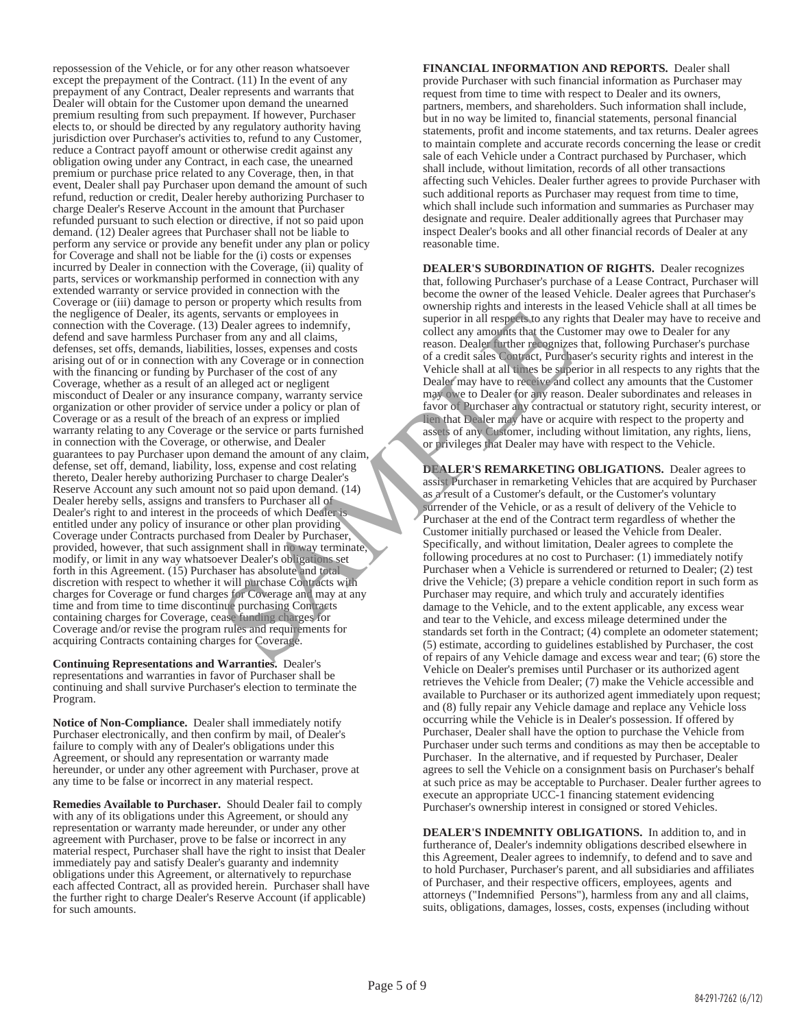repossession of the Vehicle, or for any other reason whatsoever except the prepayment of the Contract. (11) In the event of any prepayment of any Contract, Dealer represents and warrants that Dealer will obtain for the Customer upon demand the unearned premium resulting from such prepayment. If however, Purchaser elects to, or should be directed by any regulatory authority having jurisdiction over Purchaser's activities to, refund to any Customer, reduce a Contract payoff amount or otherwise credit against any obligation owing under any Contract, in each case, the unearned premium or purchase price related to any Coverage, then, in that event, Dealer shall pay Purchaser upon demand the amount of such refund, reduction or credit, Dealer hereby authorizing Purchaser to charge Dealer's Reserve Account in the amount that Purchaser refunded pursuant to such election or directive, if not so paid upon demand. (12) Dealer agrees that Purchaser shall not be liable to perform any service or provide any benefit under any plan or policy for Coverage and shall not be liable for the (i) costs or expenses incurred by Dealer in connection with the Coverage, (ii) quality of parts, services or workmanship performed in connection with any extended warranty or service provided in connection with the Coverage or (iii) damage to person or property which results from the negligence of Dealer, its agents, servants or employees in connection with the Coverage. (13) Dealer agrees to indemnify, defend and save harmless Purchaser from any and all claims, defenses, set offs, demands, liabilities, losses, expenses and costs arising out of or in connection with any Coverage or in connection with the financing or funding by Purchaser of the cost of any Coverage, whether as a result of an alleged act or negligent misconduct of Dealer or any insurance company, warranty service organization or other provider of service under a policy or plan of Coverage or as a result of the breach of an express or implied warranty relating to any Coverage or the service or parts furnished in connection with the Coverage, or otherwise, and Dealer guarantees to pay Purchaser upon demand the amount of any claim, defense, set off, demand, liability, loss, expense and cost relating thereto, Dealer hereby authorizing Purchaser to charge Dealer's Reserve Account any such amount not so paid upon demand. (14) Dealer hereby sells, assigns and transfers to Purchaser all of Dealer's right to and interest in the proceeds of which Dealer is entitled under any policy of insurance or other plan providing Coverage under Contracts purchased from Dealer by Purchaser, provided, however, that such assignment shall in no way terminate, modify, or limit in any way whatsoever Dealer's obligations set forth in this Agreement. (15) Purchaser has absolute and total discretion with respect to whether it will purchase Contracts with charges for Coverage or fund charges for Coverage and may at any time and from time to time discontinue purchasing Contracts containing charges for Coverage, cease funding charges for Coverage and/or revise the program rules and requirements for acquiring Contracts containing charges for Coverage.

**Continuing Representations and Warranties.** Dealer's representations and warranties in favor of Purchaser shall be continuing and shall survive Purchaser's election to terminate the Program.

**Notice of Non-Compliance.** Dealer shall immediately notify Purchaser electronically, and then confirm by mail, of Dealer's failure to comply with any of Dealer's obligations under this Agreement, or should any representation or warranty made hereunder, or under any other agreement with Purchaser, prove at any time to be false or incorrect in any material respect.

**Remedies Available to Purchaser.** Should Dealer fail to comply with any of its obligations under this Agreement, or should any representation or warranty made hereunder, or under any other agreement with Purchaser, prove to be false or incorrect in any material respect, Purchaser shall have the right to insist that Dealer immediately pay and satisfy Dealer's guaranty and indemnity obligations under this Agreement, or alternatively to repurchase each affected Contract, all as provided herein. Purchaser shall have the further right to charge Dealer's Reserve Account (if applicable) for such amounts.

**FINANCIAL INFORMATION AND REPORTS.** Dealer shall provide Purchaser with such financial information as Purchaser may request from time to time with respect to Dealer and its owners, partners, members, and shareholders. Such information shall include, but in no way be limited to, financial statements, personal financial statements, profit and income statements, and tax returns. Dealer agrees to maintain complete and accurate records concerning the lease or credit sale of each Vehicle under a Contract purchased by Purchaser, which shall include, without limitation, records of all other transactions affecting such Vehicles. Dealer further agrees to provide Purchaser with such additional reports as Purchaser may request from time to time, which shall include such information and summaries as Purchaser may designate and require. Dealer additionally agrees that Purchaser may inspect Dealer's books and all other financial records of Dealer at any reasonable time.

**DEALER'S SUBORDINATION OF RIGHTS.** Dealer recognizes that, following Purchaser's purchase of a Lease Contract, Purchaser will become the owner of the leased Vehicle. Dealer agrees that Purchaser's ownership rights and interests in the leased Vehicle shall at all times be superior in all respects to any rights that Dealer may have to receive and collect any amounts that the Customer may owe to Dealer for any reason. Dealer further recognizes that, following Purchaser's purchase of a credit sales Contract, Purchaser's security rights and interest in the Vehicle shall at all times be superior in all respects to any rights that the Dealer may have to receive and collect any amounts that the Customer may owe to Dealer for any reason. Dealer subordinates and releases in favor of Purchaser any contractual or statutory right, security interest, or lien that Dealer may have or acquire with respect to the property and assets of any Customer, including without limitation, any rights, liens, or privileges that Dealer may have with respect to the Vehicle.

**DEALER'S REMARKETING OBLIGATIONS.** Dealer agrees to assist Purchaser in remarketing Vehicles that are acquired by Purchaser as a result of a Customer's default, or the Customer's voluntary surrender of the Vehicle, or as a result of delivery of the Vehicle to Purchaser at the end of the Contract term regardless of whether the Customer initially purchased or leased the Vehicle from Dealer. Specifically, and without limitation, Dealer agrees to complete the following procedures at no cost to Purchaser: (1) immediately notify Purchaser when a Vehicle is surrendered or returned to Dealer; (2) test drive the Vehicle; (3) prepare a vehicle condition report in such form as Purchaser may require, and which truly and accurately identifies damage to the Vehicle, and to the extent applicable, any excess wear and tear to the Vehicle, and excess mileage determined under the standards set forth in the Contract; (4) complete an odometer statement; (5) estimate, according to guidelines established by Purchaser, the cost of repairs of any Vehicle damage and excess wear and tear; (6) store the Vehicle on Dealer's premises until Purchaser or its authorized agent retrieves the Vehicle from Dealer; (7) make the Vehicle accessible and available to Purchaser or its authorized agent immediately upon request; and (8) fully repair any Vehicle damage and replace any Vehicle loss occurring while the Vehicle is in Dealer's possession. If offered by Purchaser, Dealer shall have the option to purchase the Vehicle from Purchaser under such terms and conditions as may then be acceptable to Purchaser. In the alternative, and if requested by Purchaser, Dealer agrees to sell the Vehicle on a consignment basis on Purchaser's behalf at such price as may be acceptable to Purchaser. Dealer further agrees to execute an appropriate UCC-1 financing statement evidencing Purchaser's ownership interest in consigned or stored Vehicles.

**DEALER'S INDEMNITY OBLIGATIONS.** In addition to, and in furtherance of, Dealer's indemnity obligations described elsewhere in this Agreement, Dealer agrees to indemnify, to defend and to save and to hold Purchaser, Purchaser's parent, and all subsidiaries and affiliates of Purchaser, and their respective officers, employees, agents and attorneys ("Indemnified Persons"), harmless from any and all claims, suits, obligations, damages, losses, costs, expenses (including without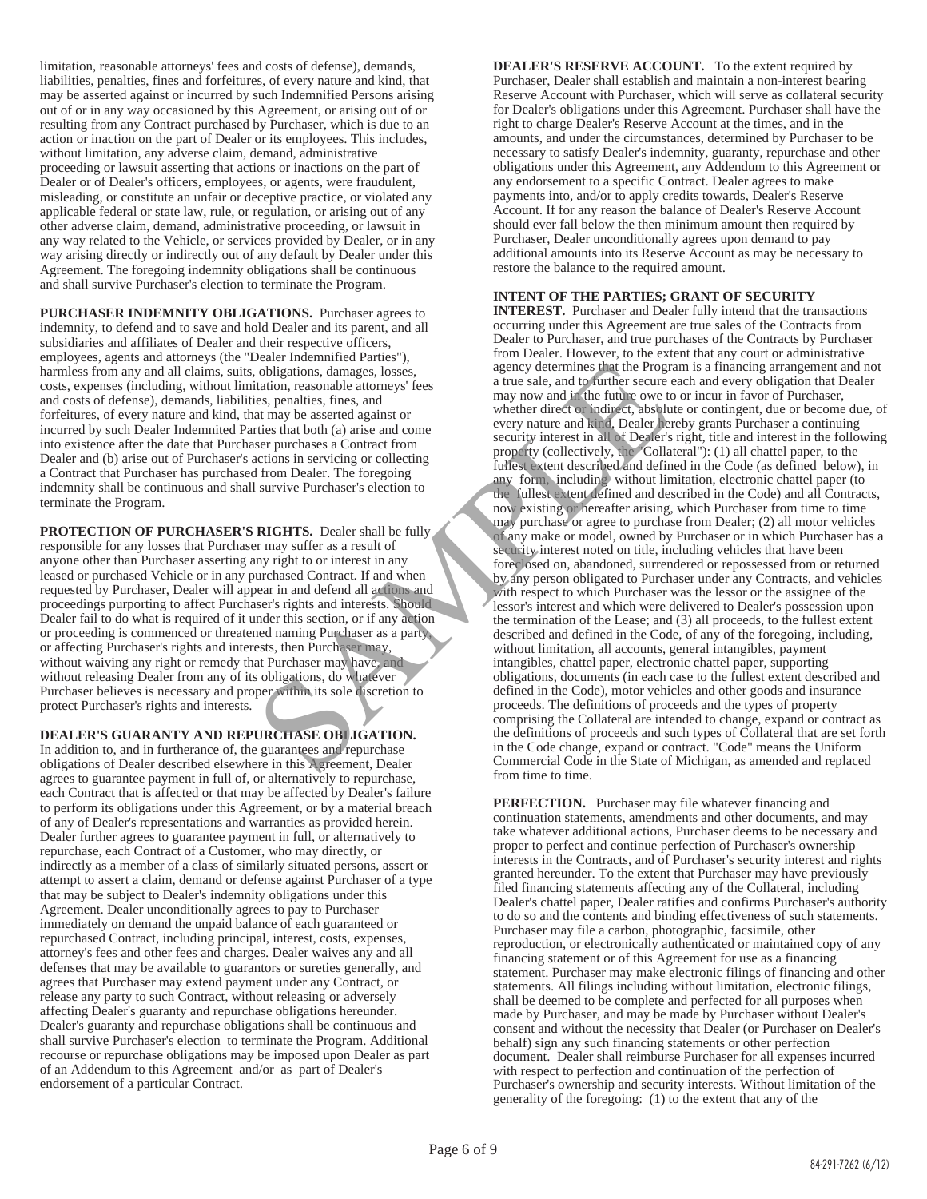limitation, reasonable attorneys' fees and costs of defense), demands, liabilities, penalties, fines and forfeitures, of every nature and kind, that may be asserted against or incurred by such Indemnified Persons arising out of or in any way occasioned by this Agreement, or arising out of or resulting from any Contract purchased by Purchaser, which is due to an action or inaction on the part of Dealer or its employees. This includes, without limitation, any adverse claim, demand, administrative proceeding or lawsuit asserting that actions or inactions on the part of Dealer or of Dealer's officers, employees, or agents, were fraudulent, misleading, or constitute an unfair or deceptive practice, or violated any applicable federal or state law, rule, or regulation, or arising out of any other adverse claim, demand, administrative proceeding, or lawsuit in any way related to the Vehicle, or services provided by Dealer, or in any way arising directly or indirectly out of any default by Dealer under this Agreement. The foregoing indemnity obligations shall be continuous and shall survive Purchaser's election to terminate the Program.

**PURCHASER INDEMNITY OBLIGATIONS.** Purchaser agrees to indemnity, to defend and to save and hold Dealer and its parent, and all subsidiaries and affiliates of Dealer and their respective officers, employees, agents and attorneys (the "Dealer Indemnified Parties"), harmless from any and all claims, suits, obligations, damages, losses, costs, expenses (including, without limitation, reasonable attorneys' fees and costs of defense), demands, liabilities, penalties, fines, and forfeitures, of every nature and kind, that may be asserted against or incurred by such Dealer Indemnited Parties that both (a) arise and come into existence after the date that Purchaser purchases a Contract from Dealer and (b) arise out of Purchaser's actions in servicing or collecting a Contract that Purchaser has purchased from Dealer. The foregoing indemnity shall be continuous and shall survive Purchaser's election to terminate the Program.

**PROTECTION OF PURCHASER'S RIGHTS.** Dealer shall be fully responsible for any losses that Purchaser may suffer as a result of anyone other than Purchaser asserting any right to or interest in any leased or purchased Vehicle or in any purchased Contract. If and when requested by Purchaser, Dealer will appear in and defend all actions and proceedings purporting to affect Purchaser's rights and interests. Should Dealer fail to do what is required of it under this section, or if any action or proceeding is commenced or threatened naming Purchaser as a party, or affecting Purchaser's rights and interests, then Purchaser may, without waiving any right or remedy that Purchaser may have, and without releasing Dealer from any of its obligations, do whatever Purchaser believes is necessary and proper within its sole discretion to protect Purchaser's rights and interests.

**DEALER'S GUARANTY AND REPURCHASE OBLIGATION.** In addition to, and in furtherance of, the guarantees and repurchase obligations of Dealer described elsewhere in this Agreement, Dealer agrees to guarantee payment in full of, or alternatively to repurchase, each Contract that is affected or that may be affected by Dealer's failure to perform its obligations under this Agreement, or by a material breach of any of Dealer's representations and warranties as provided herein. Dealer further agrees to guarantee payment in full, or alternatively to repurchase, each Contract of a Customer, who may directly, or indirectly as a member of a class of similarly situated persons, assert or attempt to assert a claim, demand or defense against Purchaser of a type that may be subject to Dealer's indemnity obligations under this Agreement. Dealer unconditionally agrees to pay to Purchaser immediately on demand the unpaid balance of each guaranteed or repurchased Contract, including principal, interest, costs, expenses, attorney's fees and other fees and charges. Dealer waives any and all defenses that may be available to guarantors or sureties generally, and agrees that Purchaser may extend payment under any Contract, or release any party to such Contract, without releasing or adversely affecting Dealer's guaranty and repurchase obligations hereunder. Dealer's guaranty and repurchase obligations shall be continuous and shall survive Purchaser's election to terminate the Program. Additional recourse or repurchase obligations may be imposed upon Dealer as part of an Addendum to this Agreement and/or as part of Dealer's endorsement of a particular Contract.

**DEALER'S RESERVE ACCOUNT.** To the extent required by Purchaser, Dealer shall establish and maintain a non-interest bearing Reserve Account with Purchaser, which will serve as collateral security for Dealer's obligations under this Agreement. Purchaser shall have the right to charge Dealer's Reserve Account at the times, and in the amounts, and under the circumstances, determined by Purchaser to be necessary to satisfy Dealer's indemnity, guaranty, repurchase and other obligations under this Agreement, any Addendum to this Agreement or any endorsement to a specific Contract. Dealer agrees to make payments into, and/or to apply credits towards, Dealer's Reserve Account. If for any reason the balance of Dealer's Reserve Account should ever fall below the then minimum amount then required by Purchaser, Dealer unconditionally agrees upon demand to pay additional amounts into its Reserve Account as may be necessary to restore the balance to the required amount.

**INTENT OF THE PARTIES; GRANT OF SECURITY INTEREST.** Purchaser and Dealer fully intend that the transactions occurring under this Agreement are true sales of the Contracts from Dealer to Purchaser, and true purchases of the Contracts by Purchaser from Dealer. However, to the extent that any court or administrative agency determines that the Program is a financing arrangement and not a true sale, and to further secure each and every obligation that Dealer may now and in the future owe to or incur in favor of Purchaser, whether direct or indirect, absolute or contingent, due or become due, of every nature and kind, Dealer hereby grants Purchaser a continuing security interest in all of Dealer's right, title and interest in the following property (collectively, the "Collateral"): (1) all chattel paper, to the fullest extent described and defined in the Code (as defined below), in any form, including without limitation, electronic chattel paper (to the fullest extent defined and described in the Code) and all Contracts, now existing or hereafter arising, which Purchaser from time to time may purchase or agree to purchase from Dealer; (2) all motor vehicles of any make or model, owned by Purchaser or in which Purchaser has a security interest noted on title, including vehicles that have been foreclosed on, abandoned, surrendered or repossessed from or returned by any person obligated to Purchaser under any Contracts, and vehicles with respect to which Purchaser was the lessor or the assignee of the lessor's interest and which were delivered to Dealer's possession upon the termination of the Lease; and (3) all proceeds, to the fullest extent described and defined in the Code, of any of the foregoing, including, without limitation, all accounts, general intangibles, payment intangibles, chattel paper, electronic chattel paper, supporting obligations, documents (in each case to the fullest extent described and defined in the Code), motor vehicles and other goods and insurance proceeds. The definitions of proceeds and the types of property comprising the Collateral are intended to change, expand or contract as the definitions of proceeds and such types of Collateral that are set forth in the Code change, expand or contract. "Code" means the Uniform Commercial Code in the State of Michigan, as amended and replaced from time to time.

**PERFECTION.** Purchaser may file whatever financing and continuation statements, amendments and other documents, and may take whatever additional actions, Purchaser deems to be necessary and proper to perfect and continue perfection of Purchaser's ownership interests in the Contracts, and of Purchaser's security interest and rights granted hereunder. To the extent that Purchaser may have previously filed financing statements affecting any of the Collateral, including Dealer's chattel paper, Dealer ratifies and confirms Purchaser's authority to do so and the contents and binding effectiveness of such statements. Purchaser may file a carbon, photographic, facsimile, other reproduction, or electronically authenticated or maintained copy of any financing statement or of this Agreement for use as a financing statement. Purchaser may make electronic filings of financing and other statements. All filings including without limitation, electronic filings, shall be deemed to be complete and perfected for all purposes when made by Purchaser, and may be made by Purchaser without Dealer's consent and without the necessity that Dealer (or Purchaser on Dealer's behalf) sign any such financing statements or other perfection document. Dealer shall reimburse Purchaser for all expenses incurred with respect to perfection and continuation of the perfection of Purchaser's ownership and security interests. Without limitation of the generality of the foregoing: (1) to the extent that any of the

84-291-7262 (6/12)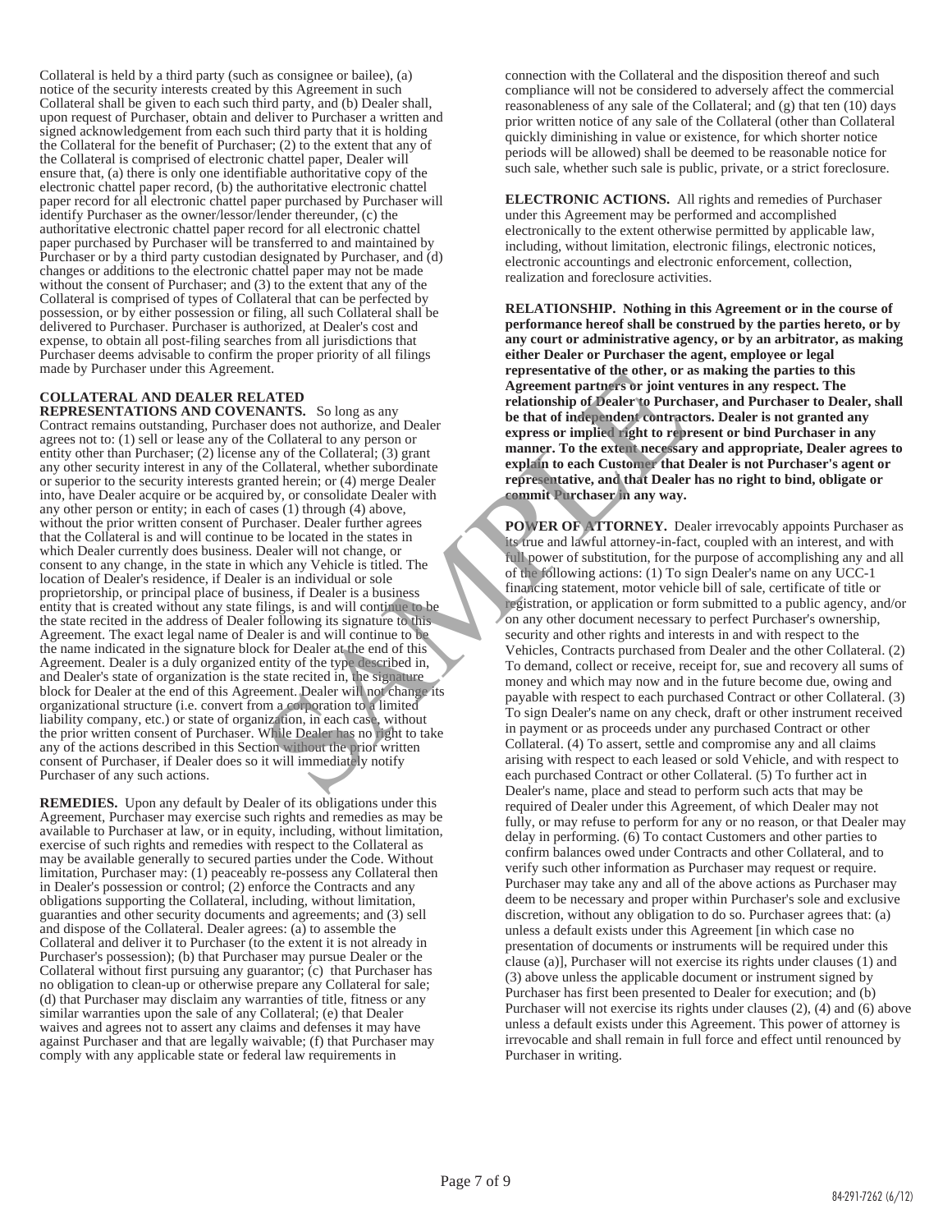Collateral is held by a third party (such as consignee or bailee), (a) notice of the security interests created by this Agreement in such Collateral shall be given to each such third party, and (b) Dealer shall, upon request of Purchaser, obtain and deliver to Purchaser a written and signed acknowledgement from each such third party that it is holding the Collateral for the benefit of Purchaser; (2) to the extent that any of the Collateral is comprised of electronic chattel paper, Dealer will ensure that, (a) there is only one identifiable authoritative copy of the electronic chattel paper record, (b) the authoritative electronic chattel paper record for all electronic chattel paper purchased by Purchaser will identify Purchaser as the owner/lessor/lender thereunder, (c) the authoritative electronic chattel paper record for all electronic chattel paper purchased by Purchaser will be transferred to and maintained by Purchaser or by a third party custodian designated by Purchaser, and (d) changes or additions to the electronic chattel paper may not be made without the consent of Purchaser; and (3) to the extent that any of the Collateral is comprised of types of Collateral that can be perfected by possession, or by either possession or filing, all such Collateral shall be delivered to Purchaser. Purchaser is authorized, at Dealer's cost and expense, to obtain all post-filing searches from all jurisdictions that Purchaser deems advisable to confirm the proper priority of all filings made by Purchaser under this Agreement.

**COLLATERAL AND DEALER RELATED REPRESENTATIONS AND COVENANTS.** So long as any Contract remains outstanding, Purchaser does not authorize, and Dealer agrees not to: (1) sell or lease any of the Collateral to any person or entity other than Purchaser; (2) license any of the Collateral; (3) grant any other security interest in any of the Collateral, whether subordinate or superior to the security interests granted herein; or (4) merge Dealer into, have Dealer acquire or be acquired by, or consolidate Dealer with any other person or entity; in each of cases (1) through (4) above, without the prior written consent of Purchaser. Dealer further agrees that the Collateral is and will continue to be located in the states in which Dealer currently does business. Dealer will not change, or consent to any change, in the state in which any Vehicle is titled. The location of Dealer's residence, if Dealer is an individual or sole proprietorship, or principal place of business, if Dealer is a business entity that is created without any state filings, is and will continue to be the state recited in the address of Dealer following its signature to this Agreement. The exact legal name of Dealer is and will continue to be the name indicated in the signature block for Dealer at the end of this Agreement. Dealer is a duly organized entity of the type described in, and Dealer's state of organization is the state recited in, the signature block for Dealer at the end of this Agreement. Dealer will not change its organizational structure (i.e. convert from a corporation to a limited liability company, etc.) or state of organization, in each case, without the prior written consent of Purchaser. While Dealer has no right to take any of the actions described in this Section without the prior written consent of Purchaser, if Dealer does so it will immediately notify Purchaser of any such actions.

**REMEDIES.** Upon any default by Dealer of its obligations under this Agreement, Purchaser may exercise such rights and remedies as may be available to Purchaser at law, or in equity, including, without limitation, exercise of such rights and remedies with respect to the Collateral as may be available generally to secured parties under the Code. Without limitation, Purchaser may: (1) peaceably re-possess any Collateral then in Dealer's possession or control; (2) enforce the Contracts and any obligations supporting the Collateral, including, without limitation, guaranties and other security documents and agreements; and (3) sell and dispose of the Collateral. Dealer agrees: (a) to assemble the Collateral and deliver it to Purchaser (to the extent it is not already in Purchaser's possession); (b) that Purchaser may pursue Dealer or the Collateral without first pursuing any guarantor; (c) that Purchaser has no obligation to clean-up or otherwise prepare any Collateral for sale; (d) that Purchaser may disclaim any warranties of title, fitness or any similar warranties upon the sale of any Collateral; (e) that Dealer waives and agrees not to assert any claims and defenses it may have against Purchaser and that are legally waivable; (f) that Purchaser may comply with any applicable state or federal law requirements in connection with the Collateral and the disposition thereof and such compliance will not be considered to adversely affect the commercial reasonableness of any sale of the Collateral; and (g) that ten (10) days prior written notice of any sale of the Collateral (other than Collateral quickly diminishing in value or existence, for which shorter notice periods will be allowed) shall be deemed to be reasonable notice for such sale, whether such sale is public, private, or a strict foreclosure.

**ELECTRONIC ACTIONS.** All rights and remedies of Purchaser under this Agreement may be performed and accomplished electronically to the extent otherwise permitted by applicable law, including, without limitation, electronic filings, electronic notices, electronic accountings and electronic enforcement, collection, realization and foreclosure activities.

**RELATIONSHIP. Nothing in this Agreement or in the course of performance hereof shall be construed by the parties hereto, or by any court or administrative agency, or by an arbitrator, as making either Dealer or Purchaser the agent, employee or legal representative of the other, or as making the parties to this Agreement partners or joint ventures in any respect. The relationship of Dealer to Purchaser, and Purchaser to Dealer, shall be that of independent contractors. Dealer is not granted any express or implied right to represent or bind Purchaser in any manner. To the extent necessary and appropriate, Dealer agrees to explain to each Customer that Dealer is not Purchaser's agent or representative, and that Dealer has no right to bind, obligate or commit Purchaser in any way.**

**POWER OF ATTORNEY.** Dealer irrevocably appoints Purchaser as its true and lawful attorney-in-fact, coupled with an interest, and with full power of substitution, for the purpose of accomplishing any and all of the following actions: (1) To sign Dealer's name on any UCC-1 financing statement, motor vehicle bill of sale, certificate of title or registration, or application or form submitted to a public agency, and/or on any other document necessary to perfect Purchaser's ownership, security and other rights and interests in and with respect to the Vehicles, Contracts purchased from Dealer and the other Collateral. (2) To demand, collect or receive, receipt for, sue and recovery all sums of money and which may now and in the future become due, owing and payable with respect to each purchased Contract or other Collateral. (3) To sign Dealer's name on any check, draft or other instrument received in payment or as proceeds under any purchased Contract or other Collateral. (4) To assert, settle and compromise any and all claims arising with respect to each leased or sold Vehicle, and with respect to each purchased Contract or other Collateral. (5) To further act in Dealer's name, place and stead to perform such acts that may be required of Dealer under this Agreement, of which Dealer may not fully, or may refuse to perform for any or no reason, or that Dealer may delay in performing. (6) To contact Customers and other parties to confirm balances owed under Contracts and other Collateral, and to verify such other information as Purchaser may request or require. Purchaser may take any and all of the above actions as Purchaser may deem to be necessary and proper within Purchaser's sole and exclusive discretion, without any obligation to do so. Purchaser agrees that: (a) unless a default exists under this Agreement [in which case no presentation of documents or instruments will be required under this clause (a)], Purchaser will not exercise its rights under clauses (1) and (3) above unless the applicable document or instrument signed by Purchaser has first been presented to Dealer for execution; and (b) Purchaser will not exercise its rights under clauses (2), (4) and (6) above unless a default exists under this Agreement. This power of attorney is irrevocable and shall remain in full force and effect until renounced by Purchaser in writing.

84-291-7262 (6/12)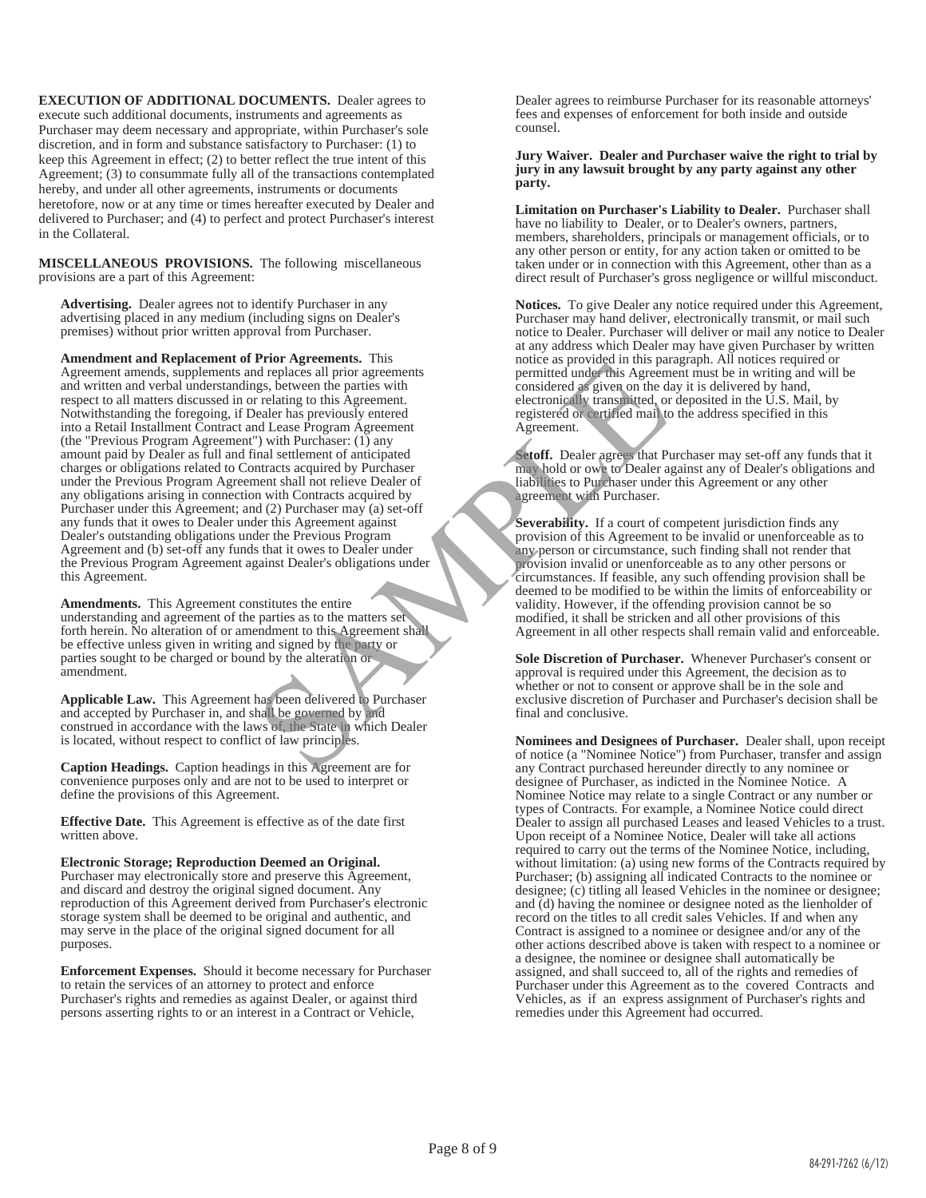**EXECUTION OF ADDITIONAL DOCUMENTS.** Dealer agrees to execute such additional documents, instruments and agreements as Purchaser may deem necessary and appropriate, within Purchaser's sole discretion, and in form and substance satisfactory to Purchaser: (1) to keep this Agreement in effect; (2) to better reflect the true intent of this Agreement; (3) to consummate fully all of the transactions contemplated hereby, and under all other agreements, instruments or documents heretofore, now or at any time or times hereafter executed by Dealer and delivered to Purchaser; and (4) to perfect and protect Purchaser's interest in the Collateral.

**MISCELLANEOUS PROVISIONS.** The following miscellaneous provisions are a part of this Agreement:

**Advertising.** Dealer agrees not to identify Purchaser in any advertising placed in any medium (including signs on Dealer's premises) without prior written approval from Purchaser.

**Amendment and Replacement of Prior Agreements.** This Agreement amends, supplements and replaces all prior agreements and written and verbal understandings, between the parties with respect to all matters discussed in or relating to this Agreement. Notwithstanding the foregoing, if Dealer has previously entered into a Retail Installment Contract and Lease Program Agreement (the "Previous Program Agreement") with Purchaser: (1) any amount paid by Dealer as full and final settlement of anticipated charges or obligations related to Contracts acquired by Purchaser under the Previous Program Agreement shall not relieve Dealer of any obligations arising in connection with Contracts acquired by Purchaser under this Agreement; and (2) Purchaser may (a) set-off any funds that it owes to Dealer under this Agreement against Dealer's outstanding obligations under the Previous Program Agreement and (b) set-off any funds that it owes to Dealer under the Previous Program Agreement against Dealer's obligations under this Agreement.

**Amendments.** This Agreement constitutes the entire understanding and agreement of the parties as to the matters set forth herein. No alteration of or amendment to this Agreement shall be effective unless given in writing and signed by the party or parties sought to be charged or bound by the alteration or amendment.

**Applicable Law.** This Agreement has been delivered to Purchaser and accepted by Purchaser in, and shall be governed by and construed in accordance with the laws of, the State in which Dealer is located, without respect to conflict of law principles.

**Caption Headings.** Caption headings in this Agreement are for convenience purposes only and are not to be used to interpret or define the provisions of this Agreement.

**Effective Date.** This Agreement is effective as of the date first written above.

**Electronic Storage; Reproduction Deemed an Original.** Purchaser may electronically store and preserve this Agreement, and discard and destroy the original signed document. Any reproduction of this Agreement derived from Purchaser's electronic storage system shall be deemed to be original and authentic, and may serve in the place of the original signed document for all purposes.

**Enforcement Expenses.** Should it become necessary for Purchaser to retain the services of an attorney to protect and enforce Purchaser's rights and remedies as against Dealer, or against third persons asserting rights to or an interest in a Contract or Vehicle, Dealer agrees to reimburse Purchaser for its reasonable attorneys' fees and expenses of enforcement for both inside and outside counsel.

**Jury Waiver. Dealer and Purchaser waive the right to trial by jury in any lawsuit brought by any party against any other party.**

**Limitation on Purchaser's Liability to Dealer.** Purchaser shall have no liability to Dealer, or to Dealer's owners, partners, members, shareholders, principals or management officials, or to any other person or entity, for any action taken or omitted to be taken under or in connection with this Agreement, other than as a direct result of Purchaser's gross negligence or willful misconduct.

**Notices.** To give Dealer any notice required under this Agreement, Purchaser may hand deliver, electronically transmit, or mail such notice to Dealer. Purchaser will deliver or mail any notice to Dealer at any address which Dealer may have given Purchaser by written notice as provided in this paragraph. All notices required or permitted under this Agreement must be in writing and will be considered as given on the day it is delivered by hand, electronically transmitted, or deposited in the U.S. Mail, by registered or certified mail to the address specified in this Agreement.

**Setoff.** Dealer agrees that Purchaser may set-off any funds that it may hold or owe to Dealer against any of Dealer's obligations and liabilities to Purchaser under this Agreement or any other agreement with Purchaser.

**Severability.** If a court of competent jurisdiction finds any provision of this Agreement to be invalid or unenforceable as to any person or circumstance, such finding shall not render that provision invalid or unenforceable as to any other persons or circumstances. If feasible, any such offending provision shall be deemed to be modified to be within the limits of enforceability or validity. However, if the offending provision cannot be so modified, it shall be stricken and all other provisions of this Agreement in all other respects shall remain valid and enforceable.

**Sole Discretion of Purchaser.** Whenever Purchaser's consent or approval is required under this Agreement, the decision as to whether or not to consent or approve shall be in the sole and exclusive discretion of Purchaser and Purchaser's decision shall be final and conclusive.

**Nominees and Designees of Purchaser.** Dealer shall, upon receipt of notice (a "Nominee Notice") from Purchaser, transfer and assign any Contract purchased hereunder directly to any nominee or designee of Purchaser, as indicted in the Nominee Notice. A Nominee Notice may relate to a single Contract or any number or types of Contracts. For example, a Nominee Notice could direct Dealer to assign all purchased Leases and leased Vehicles to a trust. Upon receipt of a Nominee Notice, Dealer will take all actions required to carry out the terms of the Nominee Notice, including, without limitation: (a) using new forms of the Contracts required by Purchaser; (b) assigning all indicated Contracts to the nominee or designee; (c) titling all leased Vehicles in the nominee or designee; and (d) having the nominee or designee noted as the lienholder of record on the titles to all credit sales Vehicles. If and when any Contract is assigned to a nominee or designee and/or any of the other actions described above is taken with respect to a nominee or a designee, the nominee or designee shall automatically be assigned, and shall succeed to, all of the rights and remedies of Purchaser under this Agreement as to the covered Contracts and Vehicles, as if an express assignment of Purchaser's rights and remedies under this Agreement had occurred.

84-291-7262 (6/12)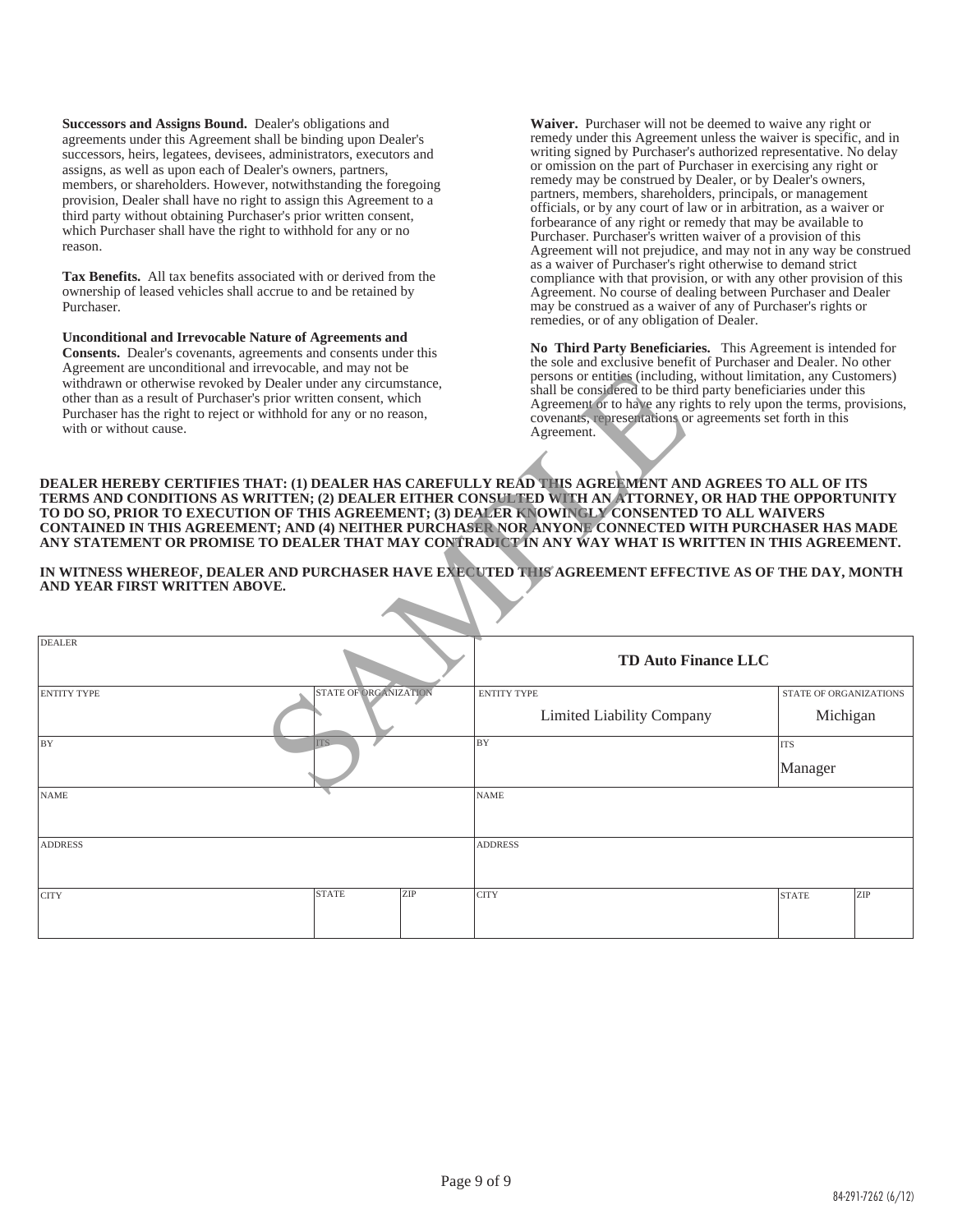**Successors and Assigns Bound.** Dealer's obligations and agreements under this Agreement shall be binding upon Dealer's successors, heirs, legatees, devisees, administrators, executors and assigns, as well as upon each of Dealer's owners, partners, members, or shareholders. However, notwithstanding the foregoing provision, Dealer shall have no right to assign this Agreement to a third party without obtaining Purchaser's prior written consent, which Purchaser shall have the right to withhold for any or no reason.

**Tax Benefits.** All tax benefits associated with or derived from the ownership of leased vehicles shall accrue to and be retained by Purchaser.

**Unconditional and Irrevocable Nature of Agreements and Consents.** Dealer's covenants, agreements and consents under this Agreement are unconditional and irrevocable, and may not be withdrawn or otherwise revoked by Dealer under any circumstance, other than as a result of Purchaser's prior written consent, which Purchaser has the right to reject or withhold for any or no reason, with or without cause.

**Waiver.** Purchaser will not be deemed to waive any right or remedy under this Agreement unless the waiver is specific, and in writing signed by Purchaser's authorized representative. No delay or omission on the part of Purchaser in exercising any right or remedy may be construed by Dealer, or by Dealer's owners, partners, members, shareholders, principals, or management officials, or by any court of law or in arbitration, as a waiver or forbearance of any right or remedy that may be available to Purchaser. Purchaser's written waiver of a provision of this Agreement will not prejudice, and may not in any way be construed as a waiver of Purchaser's right otherwise to demand strict compliance with that provision, or with any other provision of this Agreement. No course of dealing between Purchaser and Dealer may be construed as a waiver of any of Purchaser's rights or remedies, or of any obligation of Dealer.

**No Third Party Beneficiaries.** This Agreement is intended for the sole and exclusive benefit of Purchaser and Dealer. No other persons or entities (including, without limitation, any Customers) shall be considered to be third party beneficiaries under this Agreement or to have any rights to rely upon the terms, provisions, covenants, representations or agreements set forth in this Agreement.

**DEALER HEREBY CERTIFIES THAT: (1) DEALER HAS CAREFULLY READ THIS AGREEMENT AND AGREES TO ALL OF ITS TERMS AND CONDITIONS AS WRITTEN; (2) DEALER EITHER CONSULTED WITH AN ATTORNEY, OR HAD THE OPPORTUNITY TO DO SO, PRIOR TO EXECUTION OF THIS AGREEMENT; (3) DEALER KNOWINGLY CONSENTED TO ALL WAIVERS CONTAINED IN THIS AGREEMENT; AND (4) NEITHER PURCHASER NOR ANYONE CONNECTED WITH PURCHASER HAS MADE ANY STATEMENT OR PROMISE TO DEALER THAT MAY CONTRADICT IN ANY WAY WHAT IS WRITTEN IN THIS AGREEMENT.**

**IN WITNESS WHEREOF, DEALER AND PURCHASER HAVE EXECUTED THIS AGREEMENT EFFECTIVE AS OF THE DAY, MONTH AND YEAR FIRST WRITTEN ABOVE.**

| | | | | | | |
|---|---|---|---|---|---|---|
| DEALER | | | **TD Auto Finance LLC** | | | |
| ENTITY TYPE | STATE OF ORGANIZATION | | ENTITY TYPE<br>Limited Liability Company | | STATE OF ORGANIZATIONS<br>Michigan | |
| BY | ITS | | BY | | ITS<br>Manager | |
| NAME | | | NAME | | | |
| ADDRESS | | | ADDRESS | | | |
| CITY | STATE | ZIP | CITY | | STATE | ZIP |

84-291-7262 (6/12)